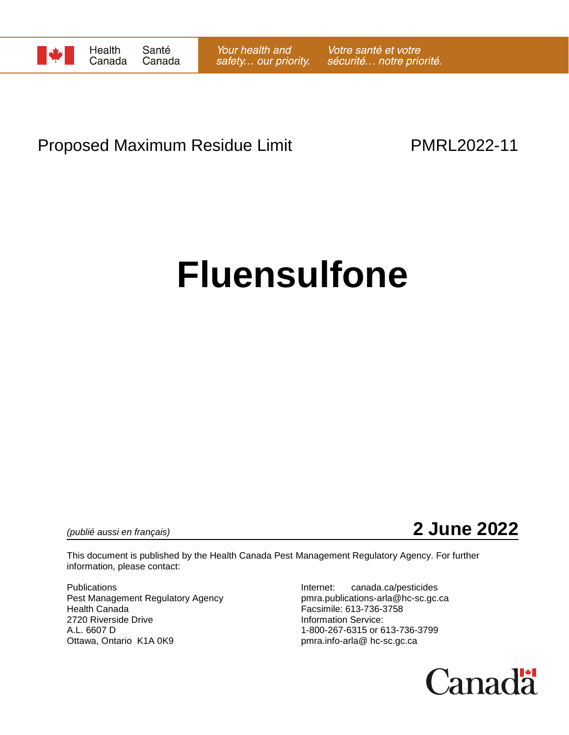Health Canada | Santé Canada

*Your health and safety… our priority.* | *Votre santé et votre sécurité… notre priorité.*

Proposed Maximum Residue Limit PMRL2022-11

# Fluensulfone

*(publié aussi en français)*

**2 June 2022**

This document is published by the Health Canada Pest Management Regulatory Agency. For further information, please contact:

Publications
Pest Management Regulatory Agency
Health Canada
2720 Riverside Drive
A.L. 6607 D
Ottawa, Ontario K1A 0K9

Internet: canada.ca/pesticides
pmra.publications-arla@hc-sc.gc.ca
Facsimile: 613-736-3758
Information Service:
1-800-267-6315 or 613-736-3799
pmra.info-arla@ hc-sc.gc.ca

Canada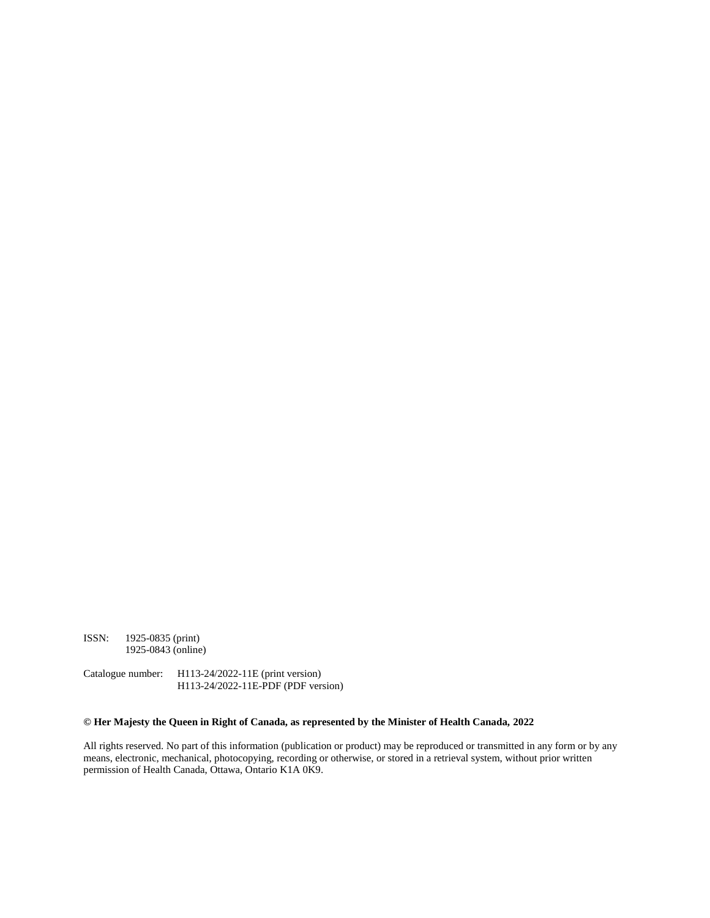ISSN: 1925-0835 (print)
1925-0843 (online)

Catalogue number: H113-24/2022-11E (print version)
H113-24/2022-11E-PDF (PDF version)

**© Her Majesty the Queen in Right of Canada, as represented by the Minister of Health Canada, 2022**

All rights reserved. No part of this information (publication or product) may be reproduced or transmitted in any form or by any means, electronic, mechanical, photocopying, recording or otherwise, or stored in a retrieval system, without prior written permission of Health Canada, Ottawa, Ontario K1A 0K9.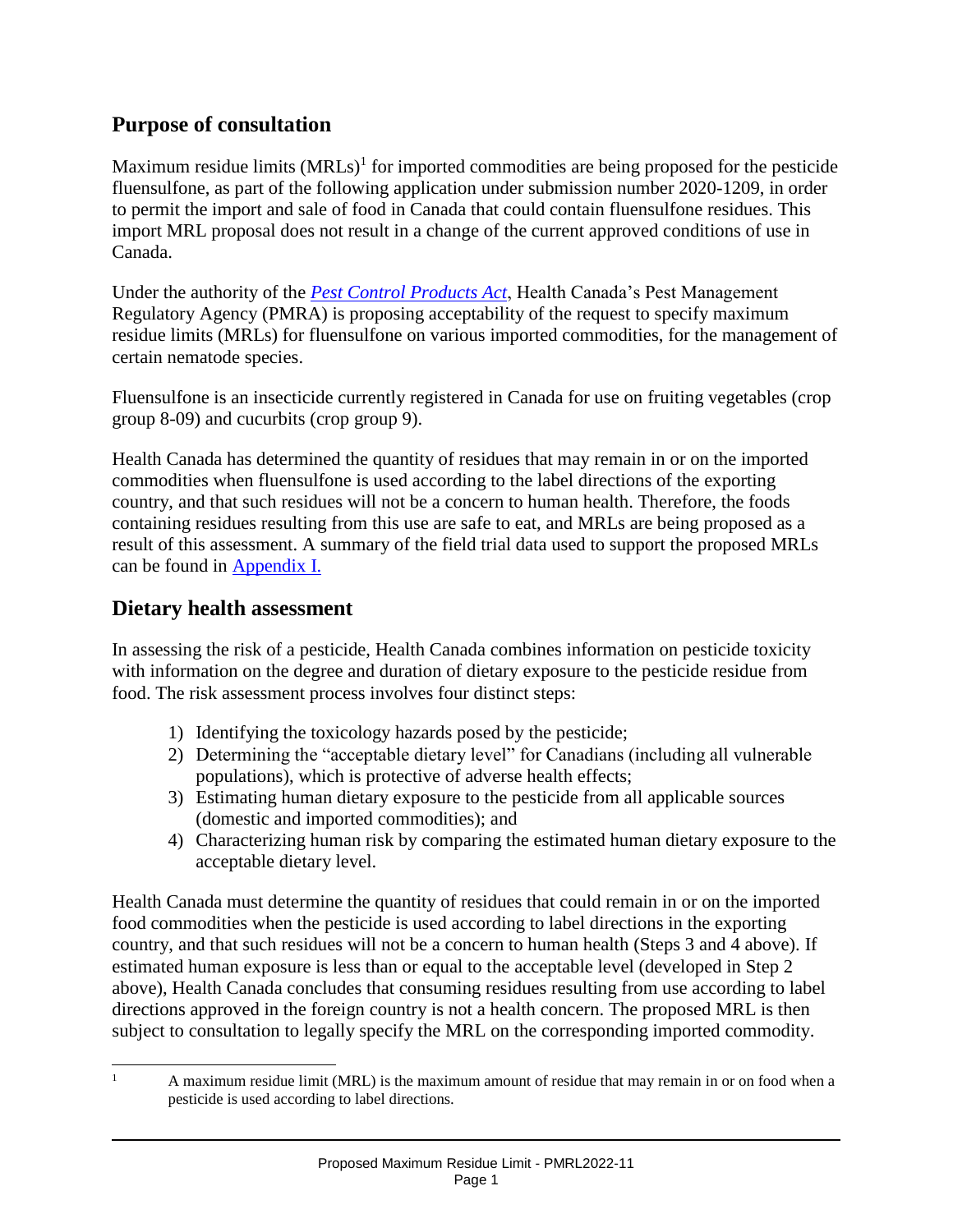## Purpose of consultation

Maximum residue limits (MRLs)[1] for imported commodities are being proposed for the pesticide fluensulfone, as part of the following application under submission number 2020-1209, in order to permit the import and sale of food in Canada that could contain fluensulfone residues. This import MRL proposal does not result in a change of the current approved conditions of use in Canada.

Under the authority of the *Pest Control Products Act*, Health Canada's Pest Management Regulatory Agency (PMRA) is proposing acceptability of the request to specify maximum residue limits (MRLs) for fluensulfone on various imported commodities, for the management of certain nematode species.

Fluensulfone is an insecticide currently registered in Canada for use on fruiting vegetables (crop group 8-09) and cucurbits (crop group 9).

Health Canada has determined the quantity of residues that may remain in or on the imported commodities when fluensulfone is used according to the label directions of the exporting country, and that such residues will not be a concern to human health. Therefore, the foods containing residues resulting from this use are safe to eat, and MRLs are being proposed as a result of this assessment. A summary of the field trial data used to support the proposed MRLs can be found in Appendix I.

## Dietary health assessment

In assessing the risk of a pesticide, Health Canada combines information on pesticide toxicity with information on the degree and duration of dietary exposure to the pesticide residue from food. The risk assessment process involves four distinct steps:

1) Identifying the toxicology hazards posed by the pesticide;
2) Determining the "acceptable dietary level" for Canadians (including all vulnerable populations), which is protective of adverse health effects;
3) Estimating human dietary exposure to the pesticide from all applicable sources (domestic and imported commodities); and
4) Characterizing human risk by comparing the estimated human dietary exposure to the acceptable dietary level.

Health Canada must determine the quantity of residues that could remain in or on the imported food commodities when the pesticide is used according to label directions in the exporting country, and that such residues will not be a concern to human health (Steps 3 and 4 above). If estimated human exposure is less than or equal to the acceptable level (developed in Step 2 above), Health Canada concludes that consuming residues resulting from use according to label directions approved in the foreign country is not a health concern. The proposed MRL is then subject to consultation to legally specify the MRL on the corresponding imported commodity.

[1] A maximum residue limit (MRL) is the maximum amount of residue that may remain in or on food when a pesticide is used according to label directions.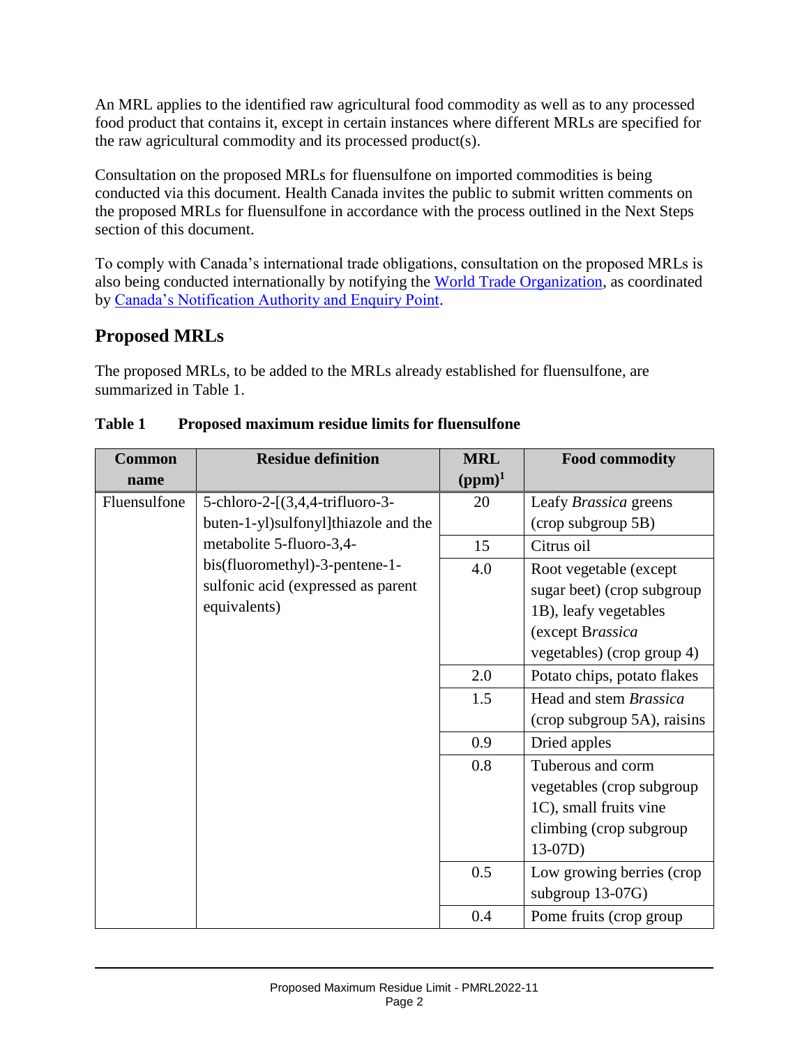An MRL applies to the identified raw agricultural food commodity as well as to any processed food product that contains it, except in certain instances where different MRLs are specified for the raw agricultural commodity and its processed product(s).

Consultation on the proposed MRLs for fluensulfone on imported commodities is being conducted via this document. Health Canada invites the public to submit written comments on the proposed MRLs for fluensulfone in accordance with the process outlined in the Next Steps section of this document.

To comply with Canada's international trade obligations, consultation on the proposed MRLs is also being conducted internationally by notifying the World Trade Organization, as coordinated by Canada's Notification Authority and Enquiry Point.

## Proposed MRLs

The proposed MRLs, to be added to the MRLs already established for fluensulfone, are summarized in Table 1.

**Table 1 Proposed maximum residue limits for fluensulfone**

| Common name | Residue definition | MRL (ppm)[1] | Food commodity |
|---|---|---|---|
| Fluensulfone | 5-chloro-2-[(3,4,4-trifluoro-3-buten-1-yl)sulfonyl]thiazole and the metabolite 5-fluoro-3,4-bis(fluoromethyl)-3-pentene-1-sulfonic acid (expressed as parent equivalents) | 20 | Leafy *Brassica* greens (crop subgroup 5B) |
| | | 15 | Citrus oil |
| | | 4.0 | Root vegetable (except sugar beet) (crop subgroup 1B), leafy vegetables (except B*rassica* vegetables) (crop group 4) |
| | | 2.0 | Potato chips, potato flakes |
| | | 1.5 | Head and stem *Brassica* (crop subgroup 5A), raisins |
| | | 0.9 | Dried apples |
| | | 0.8 | Tuberous and corm vegetables (crop subgroup 1C), small fruits vine climbing (crop subgroup 13-07D) |
| | | 0.5 | Low growing berries (crop subgroup 13-07G) |
| | | 0.4 | Pome fruits (crop group |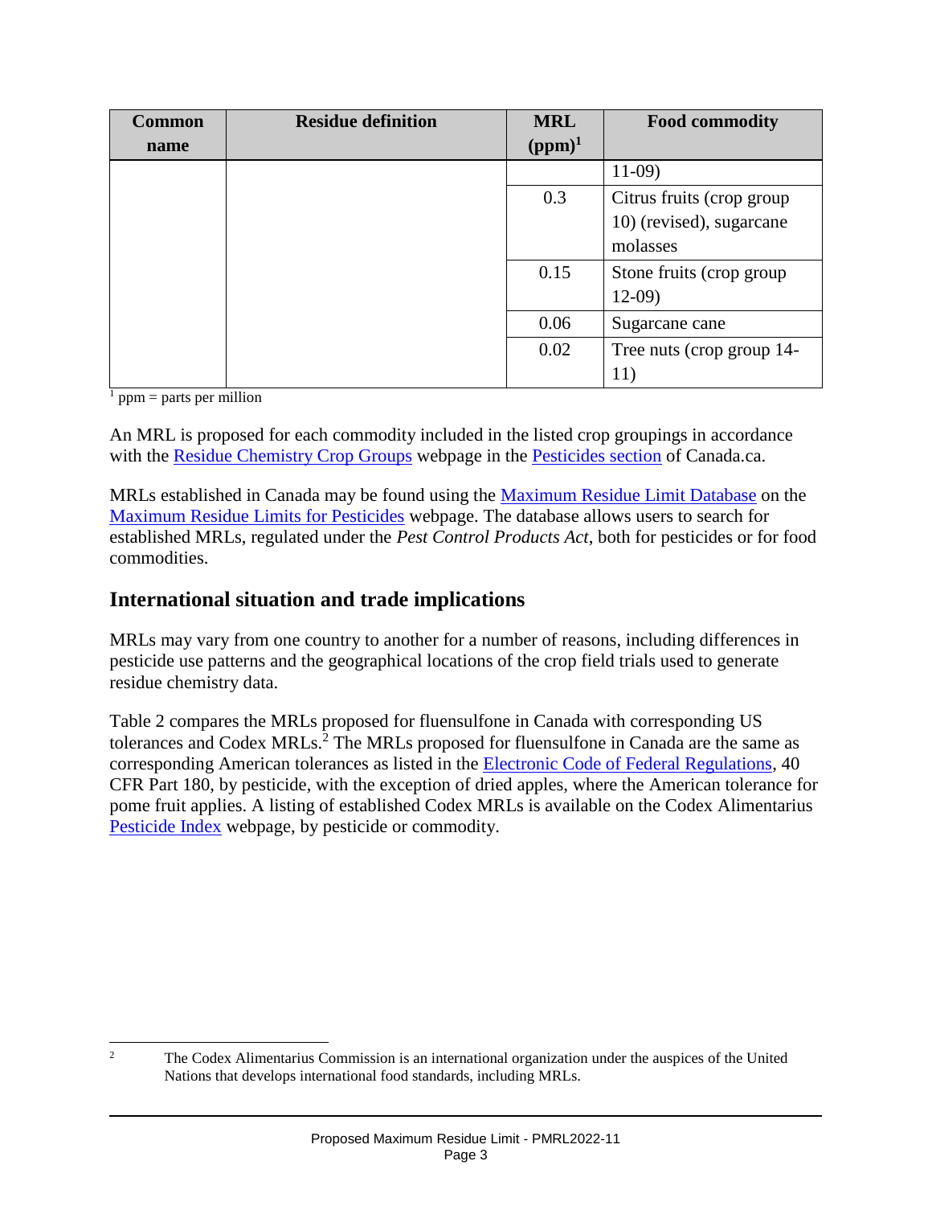| Common name | Residue definition | MRL (ppm)[1] | Food commodity |
|---|---|---|---|
| | | | 11-09) |
| | | 0.3 | Citrus fruits (crop group 10) (revised), sugarcane molasses |
| | | 0.15 | Stone fruits (crop group 12-09) |
| | | 0.06 | Sugarcane cane |
| | | 0.02 | Tree nuts (crop group 14-11) |

[1] ppm = parts per million

An MRL is proposed for each commodity included in the listed crop groupings in accordance with the Residue Chemistry Crop Groups webpage in the Pesticides section of Canada.ca.

MRLs established in Canada may be found using the Maximum Residue Limit Database on the Maximum Residue Limits for Pesticides webpage. The database allows users to search for established MRLs, regulated under the *Pest Control Products Act*, both for pesticides or for food commodities.

## International situation and trade implications

MRLs may vary from one country to another for a number of reasons, including differences in pesticide use patterns and the geographical locations of the crop field trials used to generate residue chemistry data.

Table 2 compares the MRLs proposed for fluensulfone in Canada with corresponding US tolerances and Codex MRLs.[2] The MRLs proposed for fluensulfone in Canada are the same as corresponding American tolerances as listed in the Electronic Code of Federal Regulations, 40 CFR Part 180, by pesticide, with the exception of dried apples, where the American tolerance for pome fruit applies. A listing of established Codex MRLs is available on the Codex Alimentarius Pesticide Index webpage, by pesticide or commodity.

[2] The Codex Alimentarius Commission is an international organization under the auspices of the United Nations that develops international food standards, including MRLs.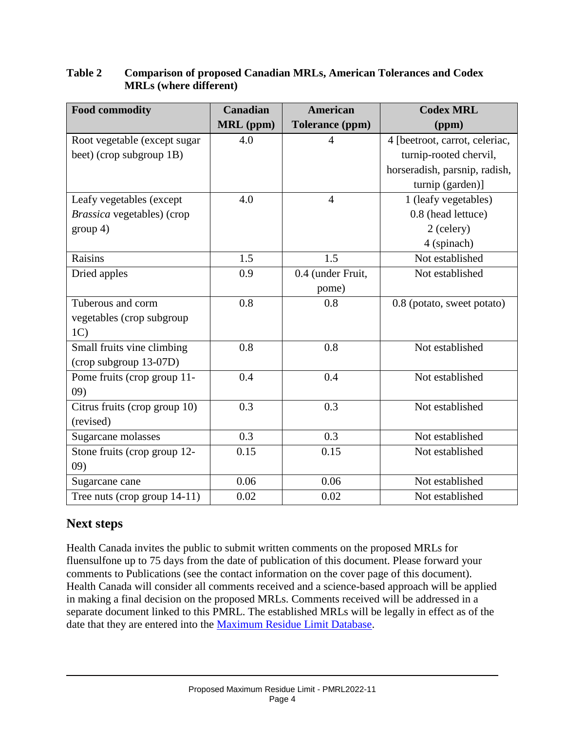**Table 2 Comparison of proposed Canadian MRLs, American Tolerances and Codex MRLs (where different)**

| Food commodity | Canadian MRL (ppm) | American Tolerance (ppm) | Codex MRL (ppm) |
|---|---|---|---|
| Root vegetable (except sugar beet) (crop subgroup 1B) | 4.0 | 4 | 4 [beetroot, carrot, celeriac, turnip-rooted chervil, horseradish, parsnip, radish, turnip (garden)] |
| Leafy vegetables (except *Brassica* vegetables) (crop group 4) | 4.0 | 4 | 1 (leafy vegetables)<br>0.8 (head lettuce)<br>2 (celery)<br>4 (spinach) |
| Raisins | 1.5 | 1.5 | Not established |
| Dried apples | 0.9 | 0.4 (under Fruit, pome) | Not established |
| Tuberous and corm vegetables (crop subgroup 1C) | 0.8 | 0.8 | 0.8 (potato, sweet potato) |
| Small fruits vine climbing (crop subgroup 13-07D) | 0.8 | 0.8 | Not established |
| Pome fruits (crop group 11-09) | 0.4 | 0.4 | Not established |
| Citrus fruits (crop group 10) (revised) | 0.3 | 0.3 | Not established |
| Sugarcane molasses | 0.3 | 0.3 | Not established |
| Stone fruits (crop group 12-09) | 0.15 | 0.15 | Not established |
| Sugarcane cane | 0.06 | 0.06 | Not established |
| Tree nuts (crop group 14-11) | 0.02 | 0.02 | Not established |

## Next steps

Health Canada invites the public to submit written comments on the proposed MRLs for fluensulfone up to 75 days from the date of publication of this document. Please forward your comments to Publications (see the contact information on the cover page of this document). Health Canada will consider all comments received and a science-based approach will be applied in making a final decision on the proposed MRLs. Comments received will be addressed in a separate document linked to this PMRL. The established MRLs will be legally in effect as of the date that they are entered into the Maximum Residue Limit Database.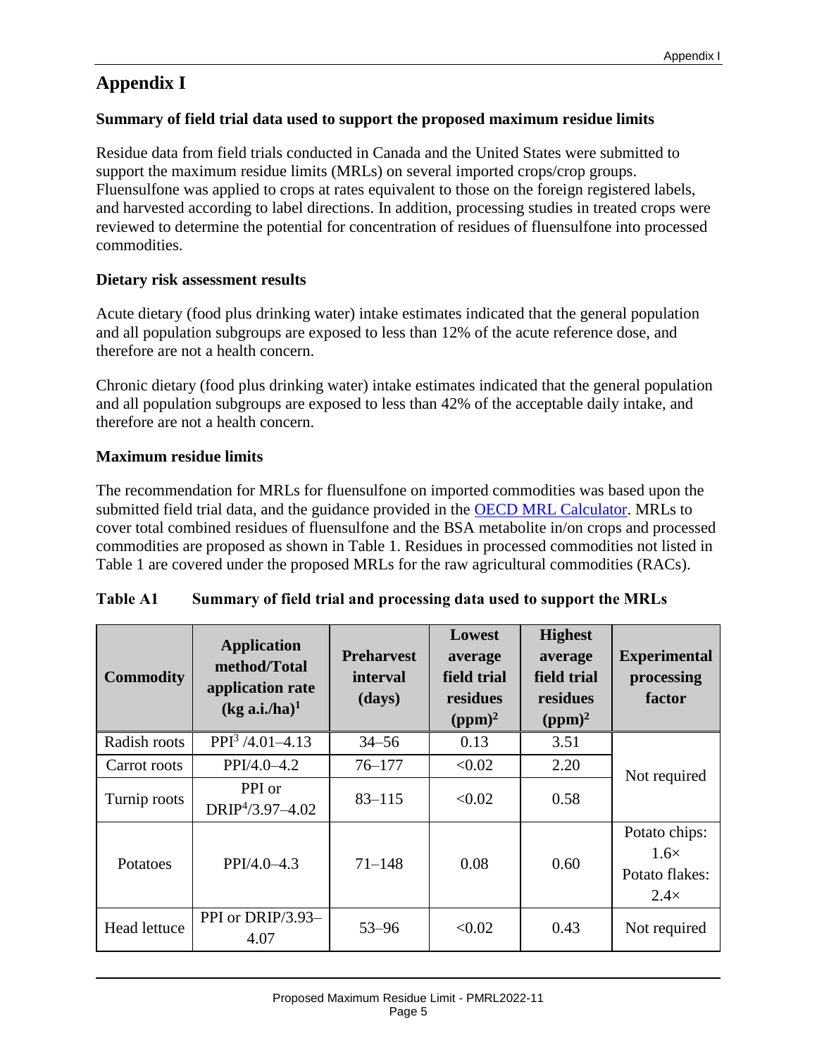# Appendix I

### Summary of field trial data used to support the proposed maximum residue limits

Residue data from field trials conducted in Canada and the United States were submitted to support the maximum residue limits (MRLs) on several imported crops/crop groups. Fluensulfone was applied to crops at rates equivalent to those on the foreign registered labels, and harvested according to label directions. In addition, processing studies in treated crops were reviewed to determine the potential for concentration of residues of fluensulfone into processed commodities.

### Dietary risk assessment results

Acute dietary (food plus drinking water) intake estimates indicated that the general population and all population subgroups are exposed to less than 12% of the acute reference dose, and therefore are not a health concern.

Chronic dietary (food plus drinking water) intake estimates indicated that the general population and all population subgroups are exposed to less than 42% of the acceptable daily intake, and therefore are not a health concern.

### Maximum residue limits

The recommendation for MRLs for fluensulfone on imported commodities was based upon the submitted field trial data, and the guidance provided in the OECD MRL Calculator. MRLs to cover total combined residues of fluensulfone and the BSA metabolite in/on crops and processed commodities are proposed as shown in Table 1. Residues in processed commodities not listed in Table 1 are covered under the proposed MRLs for the raw agricultural commodities (RACs).

**Table A1 Summary of field trial and processing data used to support the MRLs**

| Commodity | Application method/Total application rate (kg a.i./ha)[1] | Preharvest interval (days) | Lowest average field trial residues (ppm)[2] | Highest average field trial residues (ppm)[2] | Experimental processing factor |
|---|---|---|---|---|---|
| Radish roots | PPI[3] /4.01–4.13 | 34–56 | 0.13 | 3.51 | Not required |
| Carrot roots | PPI/4.0–4.2 | 76–177 | <0.02 | 2.20 | |
| Turnip roots | PPI or DRIP[4]/3.97–4.02 | 83–115 | <0.02 | 0.58 | |
| Potatoes | PPI/4.0–4.3 | 71–148 | 0.08 | 0.60 | Potato chips: 1.6× Potato flakes: 2.4× |
| Head lettuce | PPI or DRIP/3.93–4.07 | 53–96 | <0.02 | 0.43 | Not required |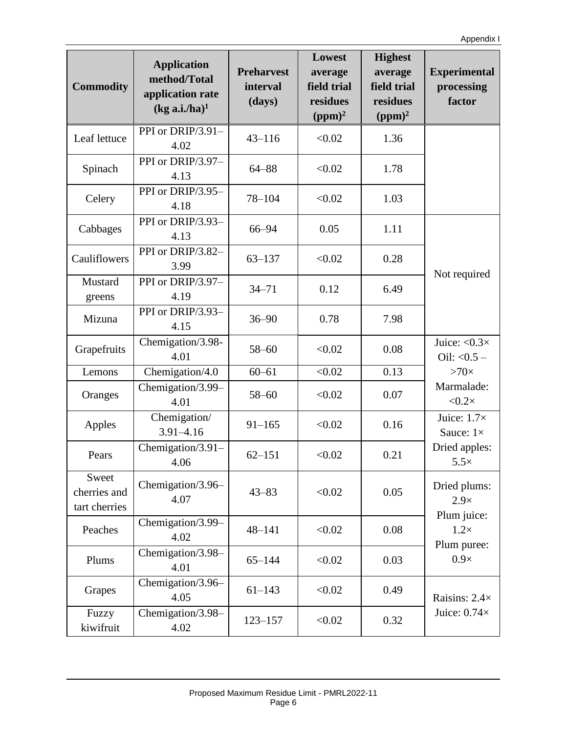| Commodity | Application method/Total application rate (kg a.i./ha)[1] | Preharvest interval (days) | Lowest average field trial residues (ppm)[2] | Highest average field trial residues (ppm)[2] | Experimental processing factor |
|---|---|---|---|---|---|
| Leaf lettuce | PPI or DRIP/3.91–4.02 | 43–116 | <0.02 | 1.36 | Not required |
| Spinach | PPI or DRIP/3.97–4.13 | 64–88 | <0.02 | 1.78 | |
| Celery | PPI or DRIP/3.95–4.18 | 78–104 | <0.02 | 1.03 | |
| Cabbages | PPI or DRIP/3.93–4.13 | 66–94 | 0.05 | 1.11 | |
| Cauliflowers | PPI or DRIP/3.82–3.99 | 63–137 | <0.02 | 0.28 | |
| Mustard greens | PPI or DRIP/3.97–4.19 | 34–71 | 0.12 | 6.49 | |
| Mizuna | PPI or DRIP/3.93–4.15 | 36–90 | 0.78 | 7.98 | |
| Grapefruits | Chemigation/3.98-4.01 | 58–60 | <0.02 | 0.08 | Juice: <0.3× Oil: <0.5 – >70× Marmalade: <0.2× |
| Lemons | Chemigation/4.0 | 60–61 | <0.02 | 0.13 | |
| Oranges | Chemigation/3.99–4.01 | 58–60 | <0.02 | 0.07 | |
| Apples | Chemigation/ 3.91–4.16 | 91–165 | <0.02 | 0.16 | Juice: 1.7× Sauce: 1× Dried apples: 5.5× |
| Pears | Chemigation/3.91–4.06 | 62–151 | <0.02 | 0.21 | |
| Sweet cherries and tart cherries | Chemigation/3.96–4.07 | 43–83 | <0.02 | 0.05 | Dried plums: 2.9× Plum juice: 1.2× Plum puree: 0.9× |
| Peaches | Chemigation/3.99–4.02 | 48–141 | <0.02 | 0.08 | |
| Plums | Chemigation/3.98–4.01 | 65–144 | <0.02 | 0.03 | |
| Grapes | Chemigation/3.96–4.05 | 61–143 | <0.02 | 0.49 | Raisins: 2.4× Juice: 0.74× |
| Fuzzy kiwifruit | Chemigation/3.98–4.02 | 123–157 | <0.02 | 0.32 | |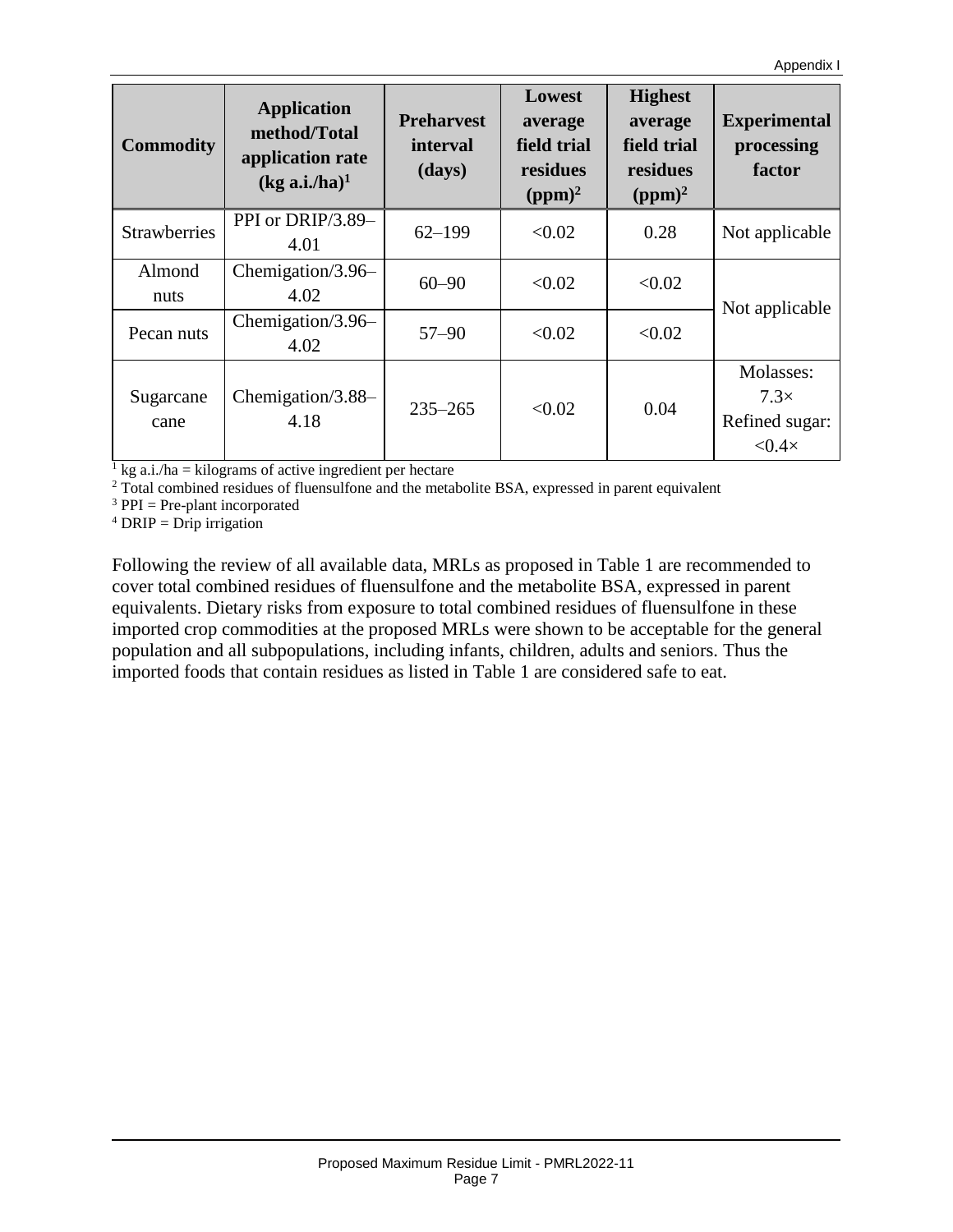| Commodity | Application method/Total application rate (kg a.i./ha)[1] | Preharvest interval (days) | Lowest average field trial residues (ppm)[2] | Highest average field trial residues (ppm)[2] | Experimental processing factor |
|---|---|---|---|---|---|
| Strawberries | PPI or DRIP/3.89–4.01 | 62–199 | <0.02 | 0.28 | Not applicable |
| Almond nuts | Chemigation/3.96–4.02 | 60–90 | <0.02 | <0.02 | Not applicable |
| Pecan nuts | Chemigation/3.96–4.02 | 57–90 | <0.02 | <0.02 | |
| Sugarcane cane | Chemigation/3.88–4.18 | 235–265 | <0.02 | 0.04 | Molasses: 7.3× Refined sugar: <0.4× |

[1] kg a.i./ha = kilograms of active ingredient per hectare
[2] Total combined residues of fluensulfone and the metabolite BSA, expressed in parent equivalent
[3] PPI = Pre-plant incorporated
[4] DRIP = Drip irrigation

Following the review of all available data, MRLs as proposed in Table 1 are recommended to cover total combined residues of fluensulfone and the metabolite BSA, expressed in parent equivalents. Dietary risks from exposure to total combined residues of fluensulfone in these imported crop commodities at the proposed MRLs were shown to be acceptable for the general population and all subpopulations, including infants, children, adults and seniors. Thus the imported foods that contain residues as listed in Table 1 are considered safe to eat.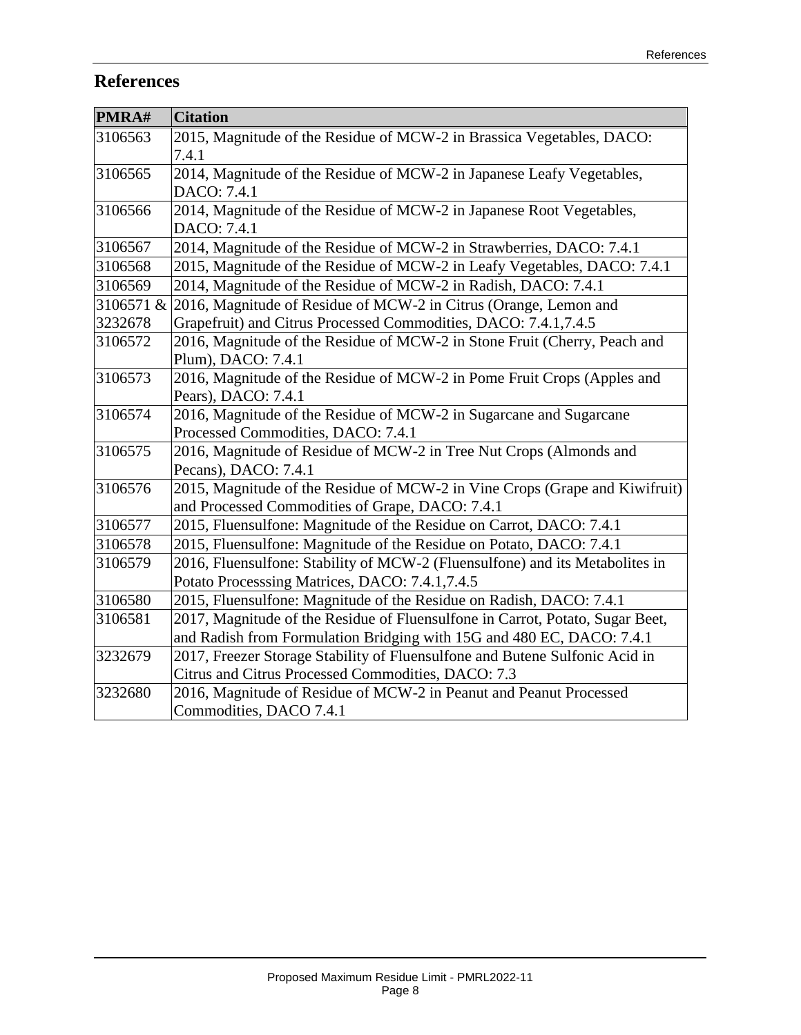## References

| PMRA# | Citation |
|---|---|
| 3106563 | 2015, Magnitude of the Residue of MCW-2 in Brassica Vegetables, DACO: 7.4.1 |
| 3106565 | 2014, Magnitude of the Residue of MCW-2 in Japanese Leafy Vegetables, DACO: 7.4.1 |
| 3106566 | 2014, Magnitude of the Residue of MCW-2 in Japanese Root Vegetables, DACO: 7.4.1 |
| 3106567 | 2014, Magnitude of the Residue of MCW-2 in Strawberries, DACO: 7.4.1 |
| 3106568 | 2015, Magnitude of the Residue of MCW-2 in Leafy Vegetables, DACO: 7.4.1 |
| 3106569 | 2014, Magnitude of the Residue of MCW-2 in Radish, DACO: 7.4.1 |
| 3106571 & 3232678 | 2016, Magnitude of Residue of MCW-2 in Citrus (Orange, Lemon and Grapefruit) and Citrus Processed Commodities, DACO: 7.4.1,7.4.5 |
| 3106572 | 2016, Magnitude of the Residue of MCW-2 in Stone Fruit (Cherry, Peach and Plum), DACO: 7.4.1 |
| 3106573 | 2016, Magnitude of the Residue of MCW-2 in Pome Fruit Crops (Apples and Pears), DACO: 7.4.1 |
| 3106574 | 2016, Magnitude of the Residue of MCW-2 in Sugarcane and Sugarcane Processed Commodities, DACO: 7.4.1 |
| 3106575 | 2016, Magnitude of Residue of MCW-2 in Tree Nut Crops (Almonds and Pecans), DACO: 7.4.1 |
| 3106576 | 2015, Magnitude of the Residue of MCW-2 in Vine Crops (Grape and Kiwifruit) and Processed Commodities of Grape, DACO: 7.4.1 |
| 3106577 | 2015, Fluensulfone: Magnitude of the Residue on Carrot, DACO: 7.4.1 |
| 3106578 | 2015, Fluensulfone: Magnitude of the Residue on Potato, DACO: 7.4.1 |
| 3106579 | 2016, Fluensulfone: Stability of MCW-2 (Fluensulfone) and its Metabolites in Potato Processsing Matrices, DACO: 7.4.1,7.4.5 |
| 3106580 | 2015, Fluensulfone: Magnitude of the Residue on Radish, DACO: 7.4.1 |
| 3106581 | 2017, Magnitude of the Residue of Fluensulfone in Carrot, Potato, Sugar Beet, and Radish from Formulation Bridging with 15G and 480 EC, DACO: 7.4.1 |
| 3232679 | 2017, Freezer Storage Stability of Fluensulfone and Butene Sulfonic Acid in Citrus and Citrus Processed Commodities, DACO: 7.3 |
| 3232680 | 2016, Magnitude of Residue of MCW-2 in Peanut and Peanut Processed Commodities, DACO 7.4.1 |